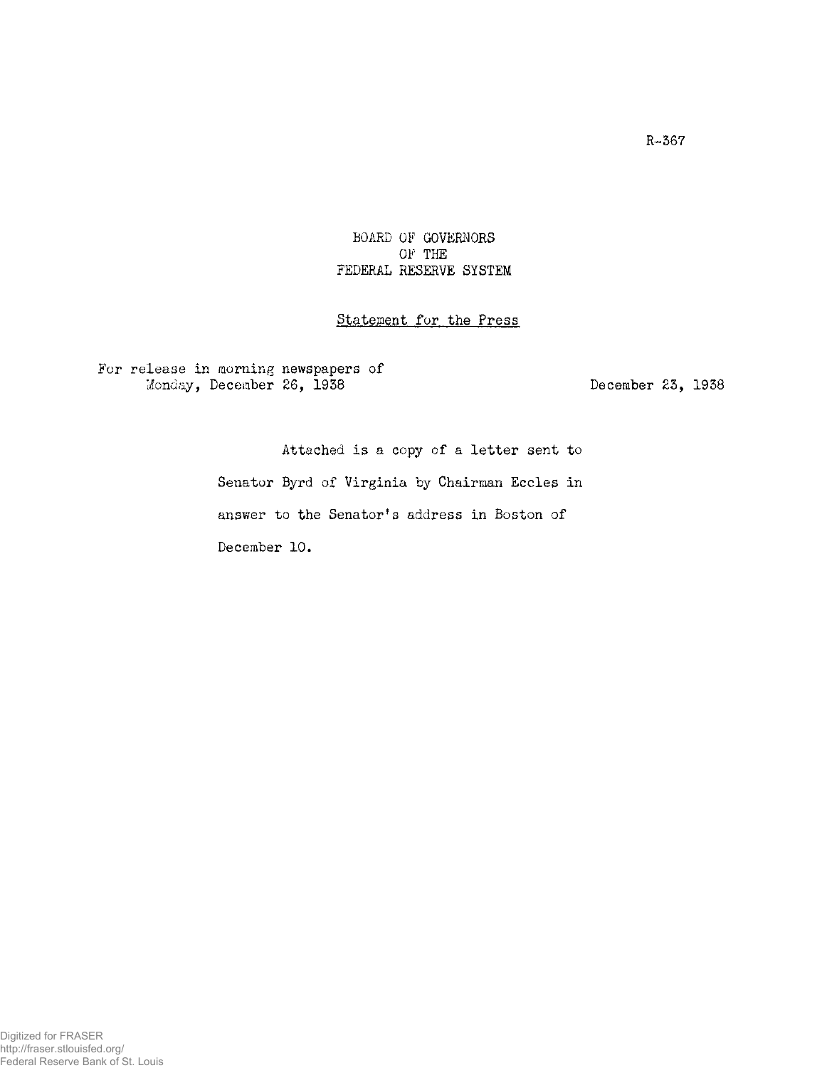R-367

BOARD OF GOVERNORS
OF THE
FEDERAL RESERVE SYSTEM

Statement for the Press

For release in morning newspapers of
Monday, December 26, 1938

December 23, 1938

Attached is a copy of a letter sent to Senator Byrd of Virginia by Chairman Eccles in answer to the Senator's address in Boston of December 10.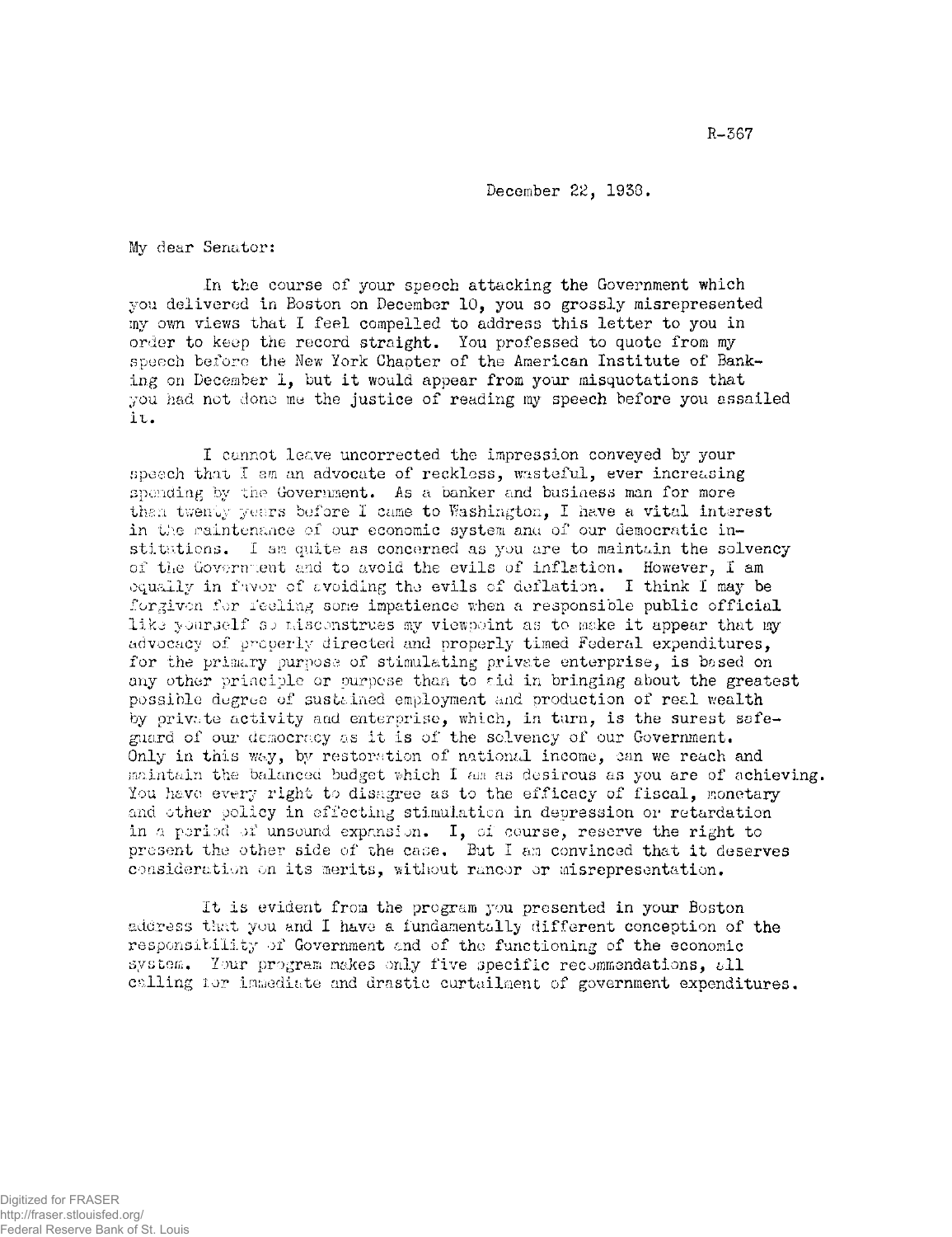R-367

December 22, 1938.

My dear Senator:

In the course of your speech attacking the Government which you delivered in Boston on December 10, you so grossly misrepresented my own views that I feel compelled to address this letter to you in order to keep the record straight. You professed to quote from my speech before the New York Chapter of the American Institute of Banking on December 1, but it would appear from your misquotations that you had not done me the justice of reading my speech before you assailed it.

I cannot leave uncorrected the impression conveyed by your speech that I am an advocate of reckless, wasteful, ever increasing spending by the Government. As a banker and business man for more than twenty years before I came to Washington, I have a vital interest in the maintenance of our economic system and of our democratic institutions. I am quite as concerned as you are to maintain the solvency of the Government and to avoid the evils of inflation. However, I am equally in favor of avoiding the evils of deflation. I think I may be forgiven for feeling some impatience when a responsible public official like yourself so misconstrues my viewpoint as to make it appear that my advocacy of properly directed and properly timed Federal expenditures, for the primary purpose of stimulating private enterprise, is based on any other principle or purpose than to aid in bringing about the greatest possible degree of sustained employment and production of real wealth by private activity and enterprise, which, in turn, is the surest safeguard of our democracy as it is of the solvency of our Government. Only in this way, by restoration of national income, can we reach and maintain the balanced budget which I am as desirous as you are of achieving. You have every right to disagree as to the efficacy of fiscal, monetary and other policy in effecting stimulation in depression or retardation in a period of unsound expansion. I, of course, reserve the right to present the other side of the case. But I am convinced that it deserves consideration on its merits, without rancor or misrepresentation.

It is evident from the program you presented in your Boston address that you and I have a fundamentally different conception of the responsibility of Government and of the functioning of the economic system. Your program makes only five specific recommendations, all calling for immediate and drastic curtailment of government expenditures.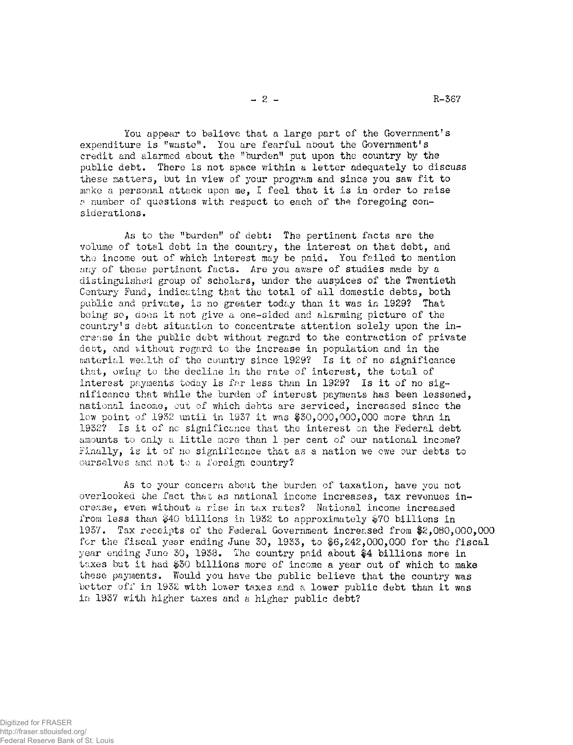You appear to believe that a large part of the Government's expenditure is "waste". You are fearful about the Government's credit and alarmed about the "burden" put upon the country by the public debt. There is not space within a letter adequately to discuss these matters, but in view of your program and since you saw fit to make a personal attack upon me, I feel that it is in order to raise a number of questions with respect to each of the foregoing considerations.

As to the "burden" of debt: The pertinent facts are the volume of total debt in the country, the interest on that debt, and the income out of which interest may be paid. You failed to mention any of these pertinent facts. Are you aware of studies made by a distinguished group of scholars, under the auspices of the Twentieth Century Fund, indicating that the total of all domestic debts, both public and private, is no greater today than it was in 1929? That being so, does it not give a one-sided and alarming picture of the country's debt situation to concentrate attention solely upon the increase in the public debt without regard to the contraction of private debt, and without regard to the increase in population and in the material wealth of the country since 1929? Is it of no significance that, owing to the decline in the rate of interest, the total of interest payments today is far less than in 1929? Is it of no significance that while the burden of interest payments has been lessened, national income, out of which debts are serviced, increased since the low point of 1932 until in 1937 it was $30,000,000,000 more than in 1932? Is it of no significance that the interest on the Federal debt amounts to only a little more than 1 per cent of our national income? Finally, is it of no significance that as a nation we owe our debts to ourselves and not to a foreign country?

As to your concern about the burden of taxation, have you not overlooked the fact that as national income increases, tax revenues increase, even without a rise in tax rates? National income increased from less than $40 billions in 1932 to approximately $70 billions in 1937. Tax receipts of the Federal Government increased from $2,080,000,000 for the fiscal year ending June 30, 1933, to $6,242,000,000 for the fiscal year ending June 30, 1938. The country paid about $4 billions more in taxes but it had $30 billions more of income a year out of which to make these payments. Would you have the public believe that the country was better off in 1932 with lower taxes and a lower public debt than it was in 1937 with higher taxes and a higher public debt?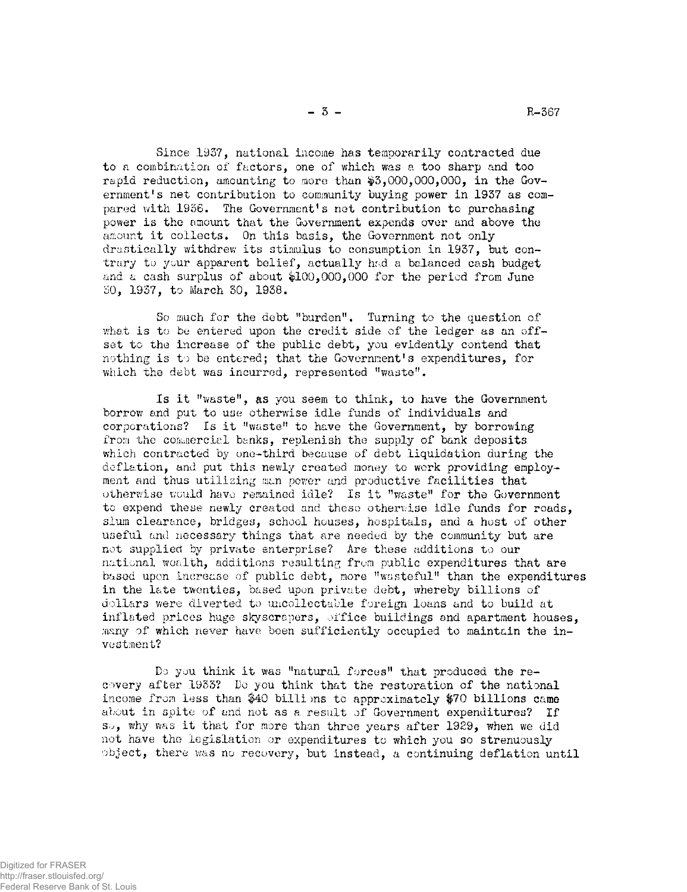Since 1937, national income has temporarily contracted due to a combination of factors, one of which was a too sharp and too rapid reduction, amounting to more than $3,000,000,000, in the Government's net contribution to community buying power in 1937 as compared with 1936. The Government's net contribution to purchasing power is the amount that the Government expends over and above the amount it collects. On this basis, the Government not only drastically withdrew its stimulus to consumption in 1937, but contrary to your apparent belief, actually had a balanced cash budget and a cash surplus of about $100,000,000 for the period from June 30, 1937, to March 30, 1938.

So much for the debt "burden". Turning to the question of what is to be entered upon the credit side of the ledger as an offset to the increase of the public debt, you evidently contend that nothing is to be entered; that the Government's expenditures, for which the debt was incurred, represented "waste".

Is it "waste", as you seem to think, to have the Government borrow and put to use otherwise idle funds of individuals and corporations? Is it "waste" to have the Government, by borrowing from the commercial banks, replenish the supply of bank deposits which contracted by one-third because of debt liquidation during the deflation, and put this newly created money to work providing employment and thus utilizing man power and productive facilities that otherwise would have remained idle? Is it "waste" for the Government to expend these newly created and these otherwise idle funds for roads, slum clearance, bridges, school houses, hospitals, and a host of other useful and necessary things that are needed by the community but are not supplied by private enterprise? Are these additions to our national wealth, additions resulting from public expenditures that are based upon increase of public debt, more "wasteful" than the expenditures in the late twenties, based upon private debt, whereby billions of dollars were diverted to uncollectable foreign loans and to build at inflated prices huge skyscrapers, office buildings and apartment houses, many of which never have been sufficiently occupied to maintain the investment?

Do you think it was "natural forces" that produced the recovery after 1933? Do you think that the restoration of the national income from less than $40 billions to approximately $70 billions came about in spite of and not as a result of Government expenditures? If so, why was it that for more than three years after 1929, when we did not have the legislation or expenditures to which you so strenuously object, there was no recovery, but instead, a continuing deflation until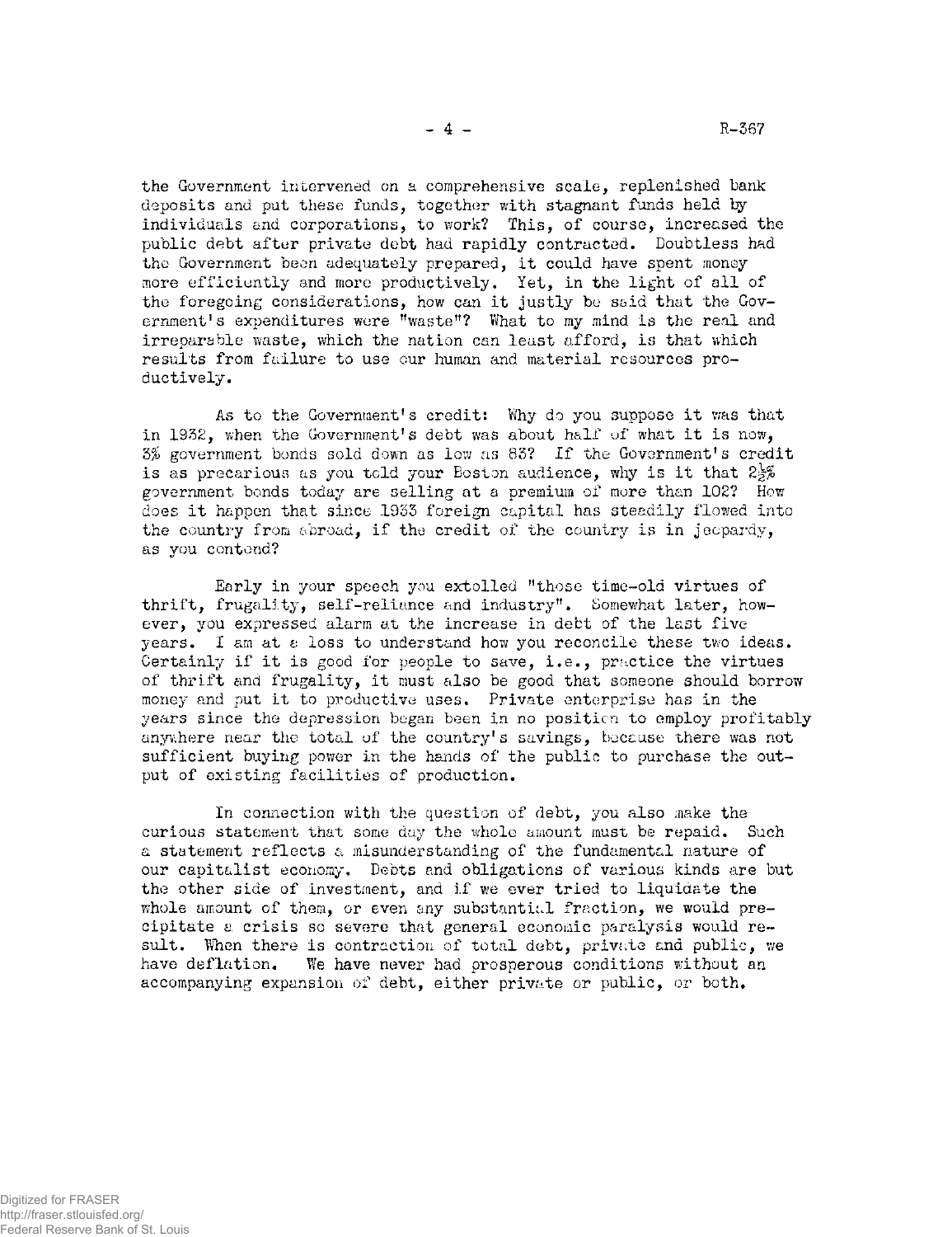the Government intervened on a comprehensive scale, replenished bank deposits and put these funds, together with stagnant funds held by individuals and corporations, to work? This, of course, increased the public debt after private debt had rapidly contracted. Doubtless had the Government been adequately prepared, it could have spent money more efficiently and more productively. Yet, in the light of all of the foregoing considerations, how can it justly be said that the Government's expenditures were "waste"? What to my mind is the real and irreparable waste, which the nation can least afford, is that which results from failure to use our human and material resources productively.

As to the Government's credit: Why do you suppose it was that in 1932, when the Government's debt was about half of what it is now, 3% government bonds sold down as low as 83? If the Government's credit is as precarious as you told your Boston audience, why is it that 2½% government bonds today are selling at a premium of more than 102? How does it happen that since 1933 foreign capital has steadily flowed into the country from abroad, if the credit of the country is in jeopardy, as you contend?

Early in your speech you extolled "those time-old virtues of thrift, frugality, self-reliance and industry". Somewhat later, however, you expressed alarm at the increase in debt of the last five years. I am at a loss to understand how you reconcile these two ideas. Certainly if it is good for people to save, i.e., practice the virtues of thrift and frugality, it must also be good that someone should borrow money and put it to productive uses. Private enterprise has in the years since the depression began been in no position to employ profitably anywhere near the total of the country's savings, because there was not sufficient buying power in the hands of the public to purchase the output of existing facilities of production.

In connection with the question of debt, you also make the curious statement that some day the whole amount must be repaid. Such a statement reflects a misunderstanding of the fundamental nature of our capitalist economy. Debts and obligations of various kinds are but the other side of investment, and if we ever tried to liquidate the whole amount of them, or even any substantial fraction, we would precipitate a crisis so severe that general economic paralysis would result. When there is contraction of total debt, private and public, we have deflation. We have never had prosperous conditions without an accompanying expansion of debt, either private or public, or both.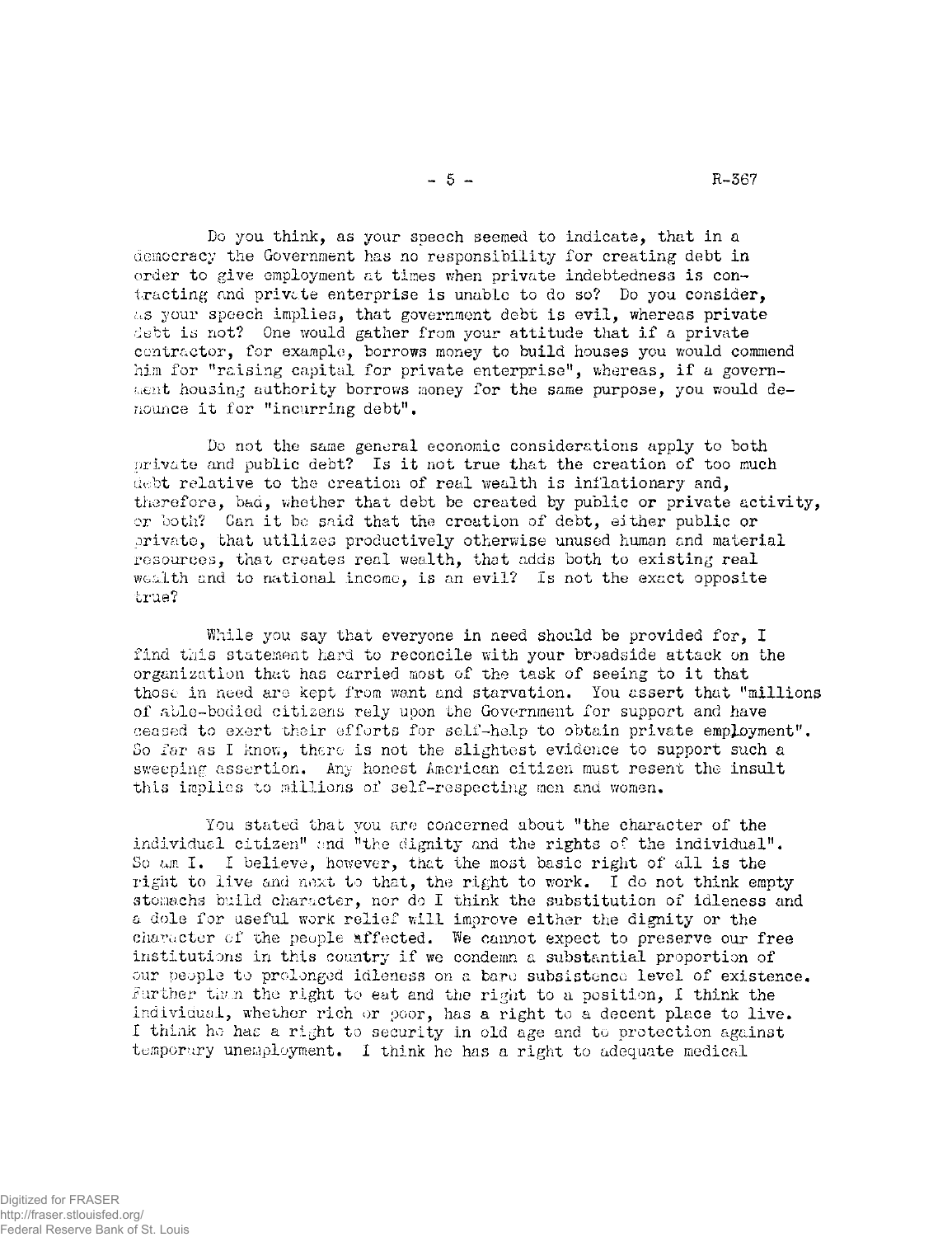Do you think, as your speech seemed to indicate, that in a democracy the Government has no responsibility for creating debt in order to give employment at times when private indebtedness is contracting and private enterprise is unable to do so? Do you consider, as your speech implies, that government debt is evil, whereas private debt is not? One would gather from your attitude that if a private contractor, for example, borrows money to build houses you would commend him for "raising capital for private enterprise", whereas, if a government housing authority borrows money for the same purpose, you would denounce it for "incurring debt".

Do not the same general economic considerations apply to both private and public debt? Is it not true that the creation of too much debt relative to the creation of real wealth is inflationary and, therefore, bad, whether that debt be created by public or private activity, or both? Can it be said that the creation of debt, either public or private, that utilizes productively otherwise unused human and material resources, that creates real wealth, that adds both to existing real wealth and to national income, is an evil? Is not the exact opposite true?

While you say that everyone in need should be provided for, I find this statement hard to reconcile with your broadside attack on the organization that has carried most of the task of seeing to it that those in need are kept from want and starvation. You assert that "millions of able-bodied citizens rely upon the Government for support and have ceased to exert their efforts for self-help to obtain private employment". So far as I know, there is not the slightest evidence to support such a sweeping assertion. Any honest American citizen must resent the insult this implies to millions of self-respecting men and women.

You stated that you are concerned about "the character of the individual citizen" and "the dignity and the rights of the individual". So am I. I believe, however, that the most basic right of all is the right to live and next to that, the right to work. I do not think empty stomachs build character, nor do I think the substitution of idleness and a dole for useful work relief will improve either the dignity or the character of the people affected. We cannot expect to preserve our free institutions in this country if we condemn a substantial proportion of our people to prolonged idleness on a bare subsistence level of existence. Further than the right to eat and the right to a position, I think the individual, whether rich or poor, has a right to a decent place to live. I think he has a right to security in old age and to protection against temporary unemployment. I think he has a right to adequate medical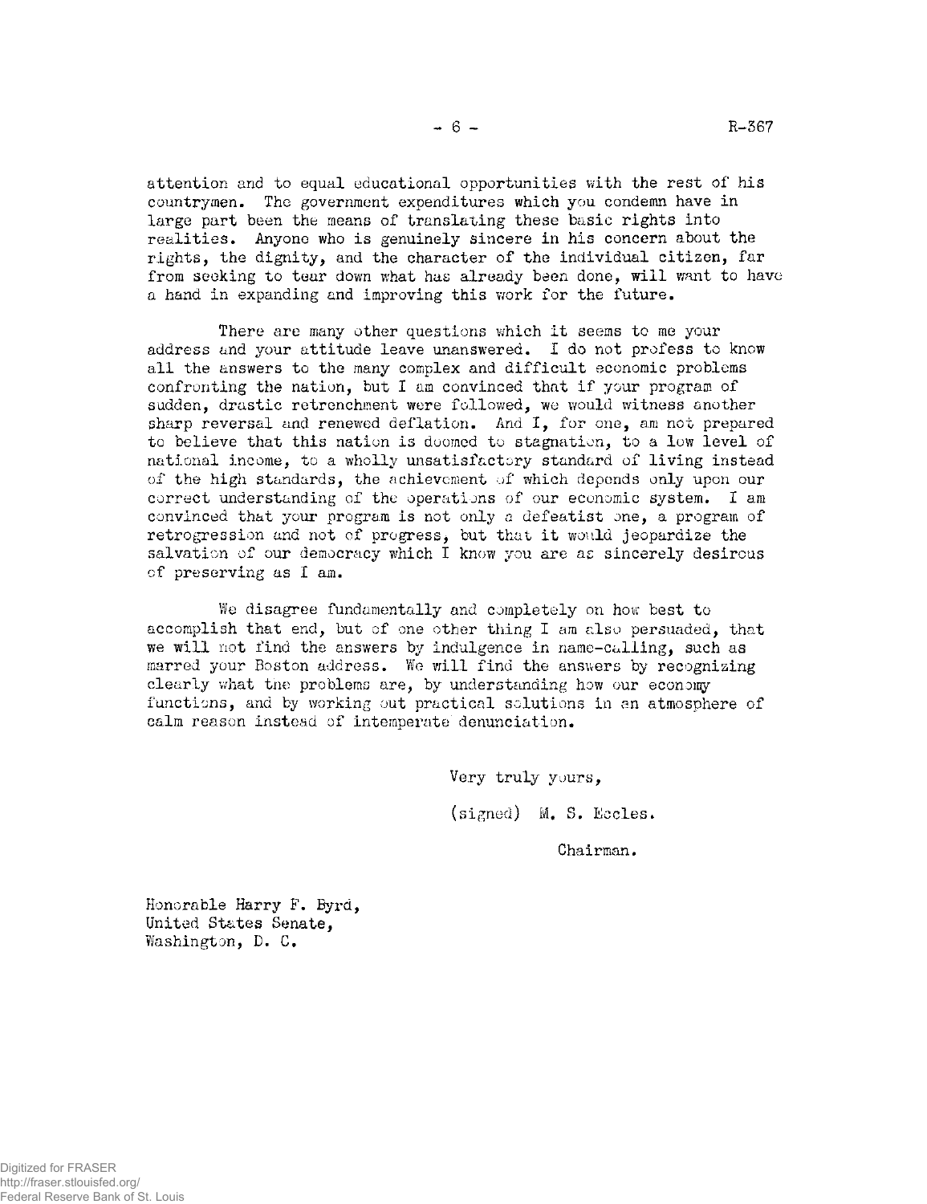attention and to equal educational opportunities with the rest of his countrymen. The government expenditures which you condemn have in large part been the means of translating these basic rights into realities. Anyone who is genuinely sincere in his concern about the rights, the dignity, and the character of the individual citizen, far from seeking to tear down what has already been done, will want to have a hand in expanding and improving this work for the future.

There are many other questions which it seems to me your address and your attitude leave unanswered. I do not profess to know all the answers to the many complex and difficult economic problems confronting the nation, but I am convinced that if your program of sudden, drastic retrenchment were followed, we would witness another sharp reversal and renewed deflation. And I, for one, am not prepared to believe that this nation is doomed to stagnation, to a low level of national income, to a wholly unsatisfactory standard of living instead of the high standards, the achievement of which depends only upon our correct understanding of the operations of our economic system. I am convinced that your program is not only a defeatist one, a program of retrogression and not of progress, but that it would jeopardize the salvation of our democracy which I know you are as sincerely desirous of preserving as I am.

We disagree fundamentally and completely on how best to accomplish that end, but of one other thing I am also persuaded, that we will not find the answers by indulgence in name-calling, such as marred your Boston address. We will find the answers by recognizing clearly what the problems are, by understanding how our economy functions, and by working out practical solutions in an atmosphere of calm reason instead of intemperate denunciation.

Very truly yours,

(signed) M. S. Eccles.

Chairman.

Honorable Harry F. Byrd,
United States Senate,
Washington, D. C.